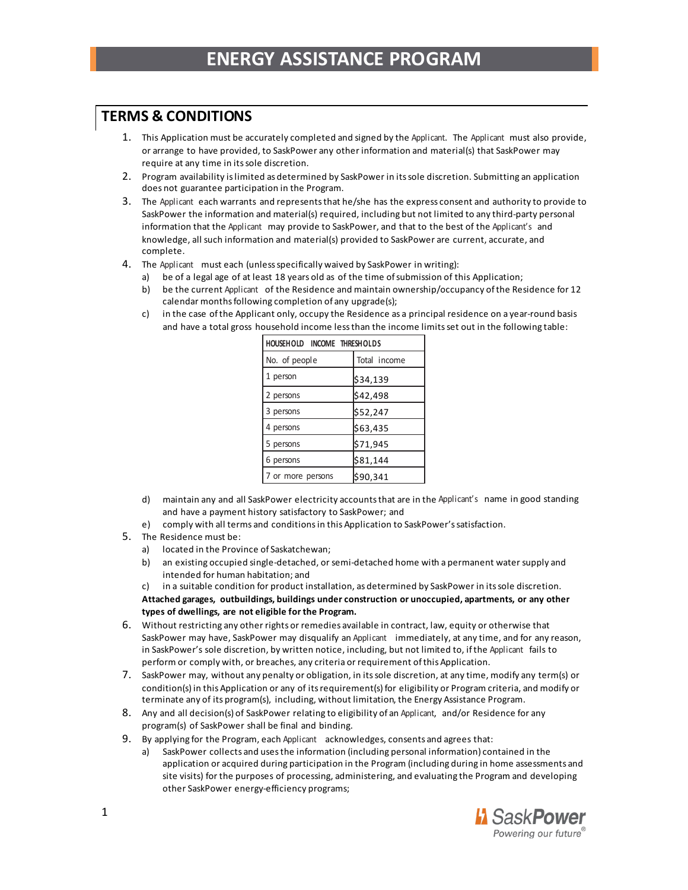# ENERGY ASSISTANCE PROGRAM

## TERMS & CONDITIONS

1. This Application must be accurately completed and signed by the Applicant. The Applicant must also provide, or arrange to have provided, to SaskPower any other information and material(s) that SaskPower may require at any time in its sole discretion.
2. Program availability is limited as determined by SaskPower in its sole discretion. Submitting an application does not guarantee participation in the Program.
3. The Applicant each warrants and represents that he/she has the express consent and authority to provide to SaskPower the information and material(s) required, including but not limited to any third-party personal information that the Applicant may provide to SaskPower, and that to the best of the Applicant's and knowledge, all such information and material(s) provided to SaskPower are current, accurate, and complete.
4. The Applicant must each (unless specifically waived by SaskPower in writing):
   a) be of a legal age of at least 18 years old as of the time of submission of this Application;
   b) be the current Applicant of the Residence and maintain ownership/occupancy of the Residence for 12 calendar months following completion of any upgrade(s);
   c) in the case of the Applicant only, occupy the Residence as a principal residence on a year-round basis and have a total gross household income less than the income limits set out in the following table:

| HOUSEHOLD INCOME THRESHOLDS | |
|---|---|
| No. of people | Total income |
| 1 person | $34,139 |
| 2 persons | $42,498 |
| 3 persons | $52,247 |
| 4 persons | $63,435 |
| 5 persons | $71,945 |
| 6 persons | $81,144 |
| 7 or more persons | $90,341 |

   d) maintain any and all SaskPower electricity accounts that are in the Applicant's name in good standing and have a payment history satisfactory to SaskPower; and
   e) comply with all terms and conditions in this Application to SaskPower's satisfaction.
5. The Residence must be:
   a) located in the Province of Saskatchewan;
   b) an existing occupied single-detached, or semi-detached home with a permanent water supply and intended for human habitation; and
   c) in a suitable condition for product installation, as determined by SaskPower in its sole discretion.

   **Attached garages, outbuildings, buildings under construction or unoccupied, apartments, or any other types of dwellings, are not eligible for the Program.**
6. Without restricting any other rights or remedies available in contract, law, equity or otherwise that SaskPower may have, SaskPower may disqualify an Applicant immediately, at any time, and for any reason, in SaskPower's sole discretion, by written notice, including, but not limited to, if the Applicant fails to perform or comply with, or breaches, any criteria or requirement of this Application.
7. SaskPower may, without any penalty or obligation, in its sole discretion, at any time, modify any term(s) or condition(s) in this Application or any of its requirement(s) for eligibility or Program criteria, and modify or terminate any of its program(s), including, without limitation, the Energy Assistance Program.
8. Any and all decision(s) of SaskPower relating to eligibility of an Applicant, and/or Residence for any program(s) of SaskPower shall be final and binding.
9. By applying for the Program, each Applicant acknowledges, consents and agrees that:
   a) SaskPower collects and uses the information (including personal information) contained in the application or acquired during participation in the Program (including during in home assessments and site visits) for the purposes of processing, administering, and evaluating the Program and developing other SaskPower energy-efficiency programs;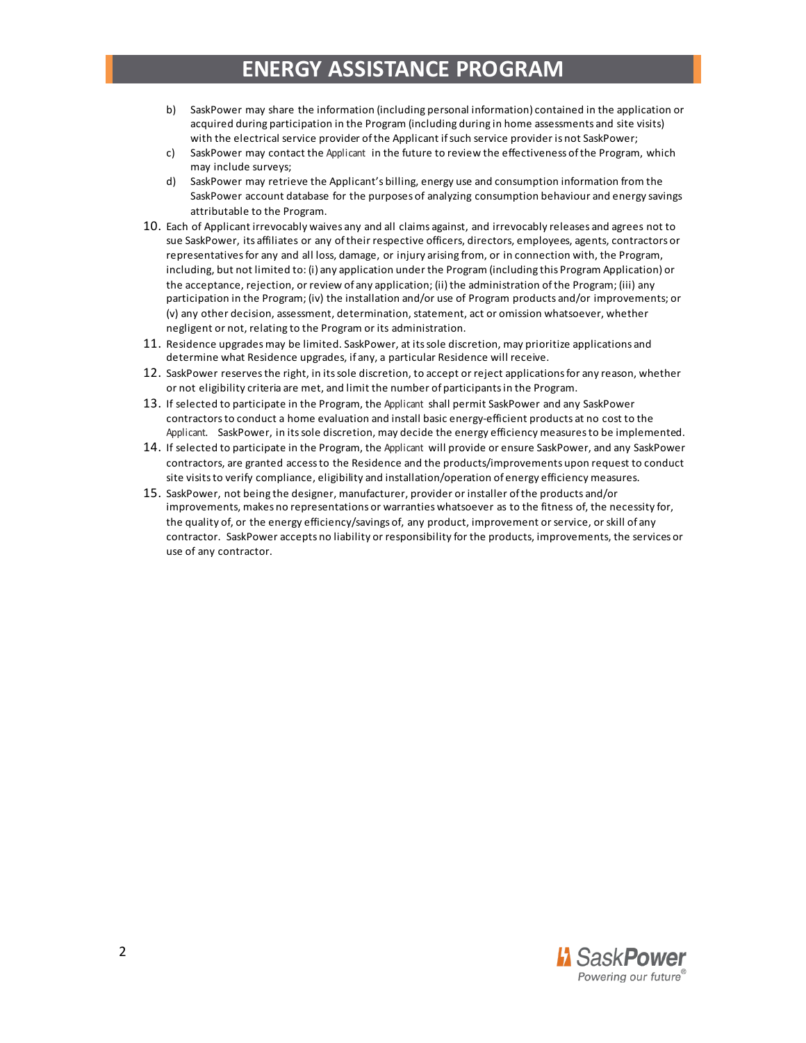b) SaskPower may share the information (including personal information) contained in the application or acquired during participation in the Program (including during in home assessments and site visits) with the electrical service provider of the Applicant if such service provider is not SaskPower;
c) SaskPower may contact the Applicant in the future to review the effectiveness of the Program, which may include surveys;
d) SaskPower may retrieve the Applicant's billing, energy use and consumption information from the SaskPower account database for the purposes of analyzing consumption behaviour and energy savings attributable to the Program.

10. Each of Applicant irrevocably waives any and all claims against, and irrevocably releases and agrees not to sue SaskPower, its affiliates or any of their respective officers, directors, employees, agents, contractors or representatives for any and all loss, damage, or injury arising from, or in connection with, the Program, including, but not limited to: (i) any application under the Program (including this Program Application) or the acceptance, rejection, or review of any application; (ii) the administration of the Program; (iii) any participation in the Program; (iv) the installation and/or use of Program products and/or improvements; or (v) any other decision, assessment, determination, statement, act or omission whatsoever, whether negligent or not, relating to the Program or its administration.
11. Residence upgrades may be limited. SaskPower, at its sole discretion, may prioritize applications and determine what Residence upgrades, if any, a particular Residence will receive.
12. SaskPower reserves the right, in its sole discretion, to accept or reject applications for any reason, whether or not eligibility criteria are met, and limit the number of participants in the Program.
13. If selected to participate in the Program, the Applicant shall permit SaskPower and any SaskPower contractors to conduct a home evaluation and install basic energy-efficient products at no cost to the Applicant. SaskPower, in its sole discretion, may decide the energy efficiency measures to be implemented.
14. If selected to participate in the Program, the Applicant will provide or ensure SaskPower, and any SaskPower contractors, are granted access to the Residence and the products/improvements upon request to conduct site visits to verify compliance, eligibility and installation/operation of energy efficiency measures.
15. SaskPower, not being the designer, manufacturer, provider or installer of the products and/or improvements, makes no representations or warranties whatsoever as to the fitness of, the necessity for, the quality of, or the energy efficiency/savings of, any product, improvement or service, or skill of any contractor. SaskPower accepts no liability or responsibility for the products, improvements, the services or use of any contractor.